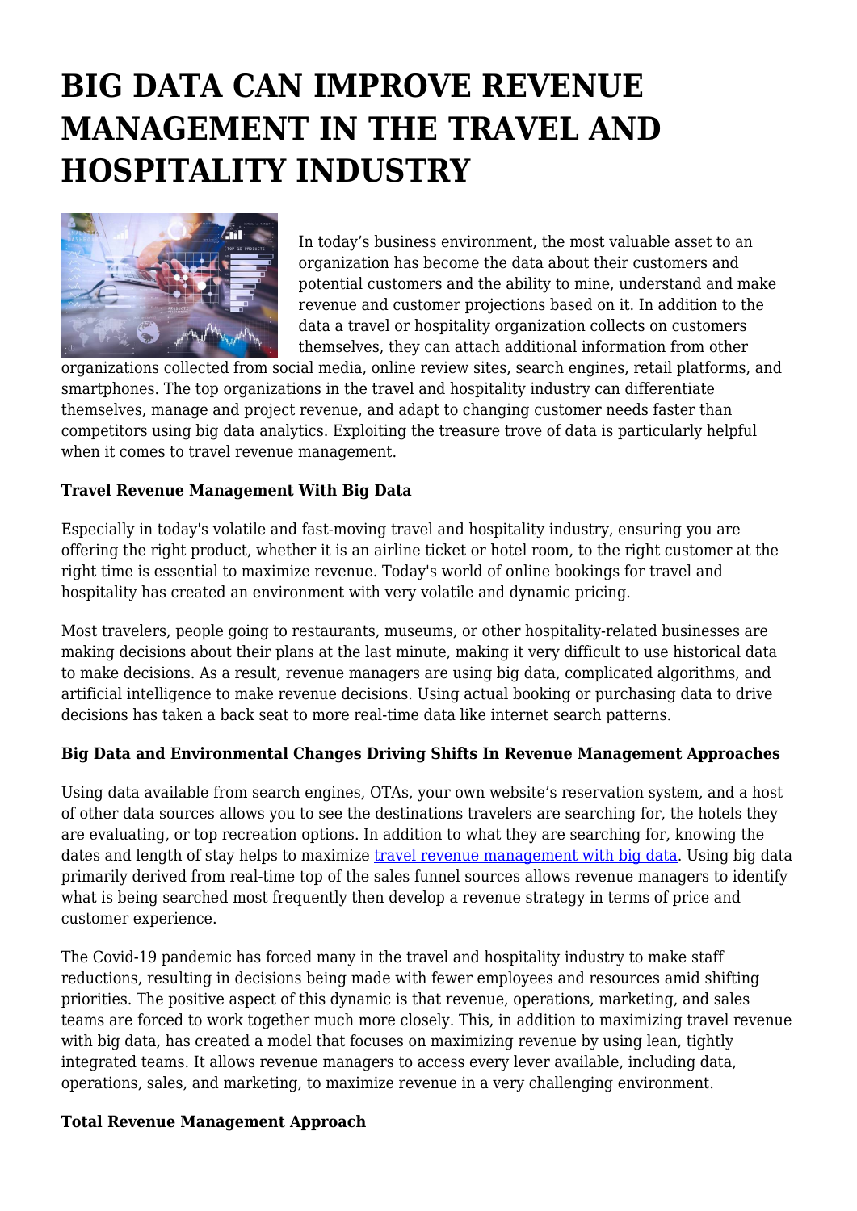# BIG DATA CAN IMPROVE REVENUE MANAGEMENT IN THE TRAVEL AND HOSPITALITY INDUSTRY

In today's business environment, the most valuable asset to an organization has become the data about their customers and potential customers and the ability to mine, understand and make revenue and customer projections based on it. In addition to the data a travel or hospitality organization collects on customers themselves, they can attach additional information from other organizations collected from social media, online review sites, search engines, retail platforms, and smartphones. The top organizations in the travel and hospitality industry can differentiate themselves, manage and project revenue, and adapt to changing customer needs faster than competitors using big data analytics. Exploiting the treasure trove of data is particularly helpful when it comes to travel revenue management.

**Travel Revenue Management With Big Data**

Especially in today's volatile and fast-moving travel and hospitality industry, ensuring you are offering the right product, whether it is an airline ticket or hotel room, to the right customer at the right time is essential to maximize revenue. Today's world of online bookings for travel and hospitality has created an environment with very volatile and dynamic pricing.

Most travelers, people going to restaurants, museums, or other hospitality-related businesses are making decisions about their plans at the last minute, making it very difficult to use historical data to make decisions. As a result, revenue managers are using big data, complicated algorithms, and artificial intelligence to make revenue decisions. Using actual booking or purchasing data to drive decisions has taken a back seat to more real-time data like internet search patterns.

**Big Data and Environmental Changes Driving Shifts In Revenue Management Approaches**

Using data available from search engines, OTAs, your own website's reservation system, and a host of other data sources allows you to see the destinations travelers are searching for, the hotels they are evaluating, or top recreation options. In addition to what they are searching for, knowing the dates and length of stay helps to maximize travel revenue management with big data. Using big data primarily derived from real-time top of the sales funnel sources allows revenue managers to identify what is being searched most frequently then develop a revenue strategy in terms of price and customer experience.

The Covid-19 pandemic has forced many in the travel and hospitality industry to make staff reductions, resulting in decisions being made with fewer employees and resources amid shifting priorities. The positive aspect of this dynamic is that revenue, operations, marketing, and sales teams are forced to work together much more closely. This, in addition to maximizing travel revenue with big data, has created a model that focuses on maximizing revenue by using lean, tightly integrated teams. It allows revenue managers to access every lever available, including data, operations, sales, and marketing, to maximize revenue in a very challenging environment.

**Total Revenue Management Approach**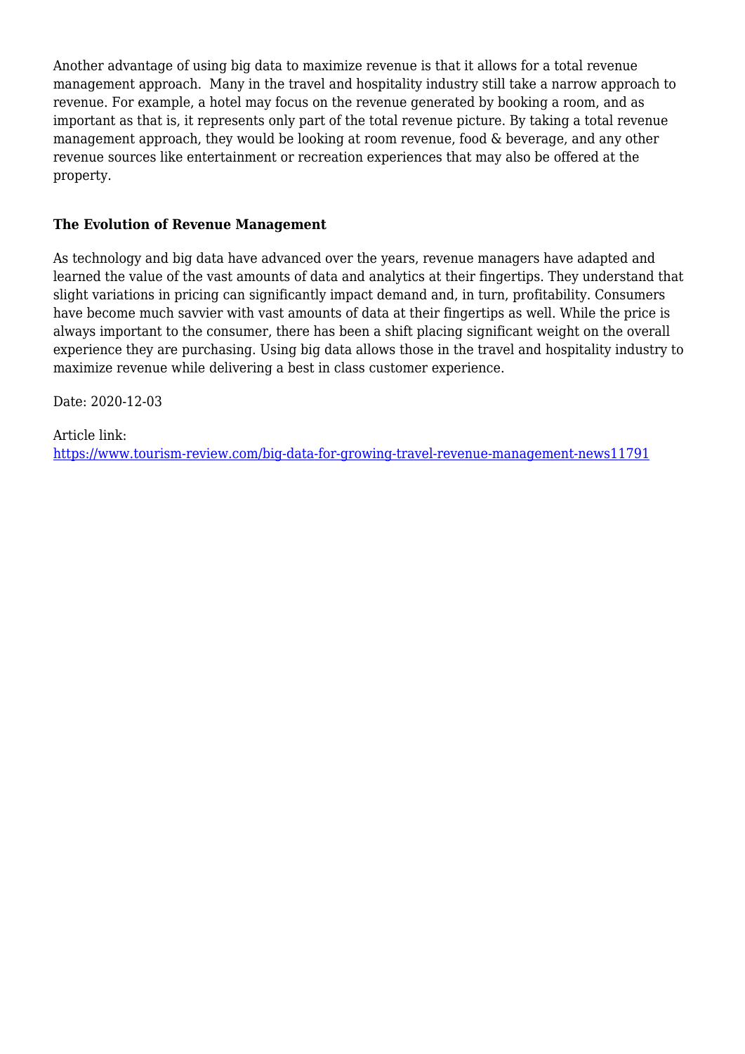Another advantage of using big data to maximize revenue is that it allows for a total revenue management approach.  Many in the travel and hospitality industry still take a narrow approach to revenue. For example, a hotel may focus on the revenue generated by booking a room, and as important as that is, it represents only part of the total revenue picture. By taking a total revenue management approach, they would be looking at room revenue, food & beverage, and any other revenue sources like entertainment or recreation experiences that may also be offered at the property.

**The Evolution of Revenue Management**

As technology and big data have advanced over the years, revenue managers have adapted and learned the value of the vast amounts of data and analytics at their fingertips. They understand that slight variations in pricing can significantly impact demand and, in turn, profitability. Consumers have become much savvier with vast amounts of data at their fingertips as well. While the price is always important to the consumer, there has been a shift placing significant weight on the overall experience they are purchasing. Using big data allows those in the travel and hospitality industry to maximize revenue while delivering a best in class customer experience.

Date: 2020-12-03

Article link:
https://www.tourism-review.com/big-data-for-growing-travel-revenue-management-news11791